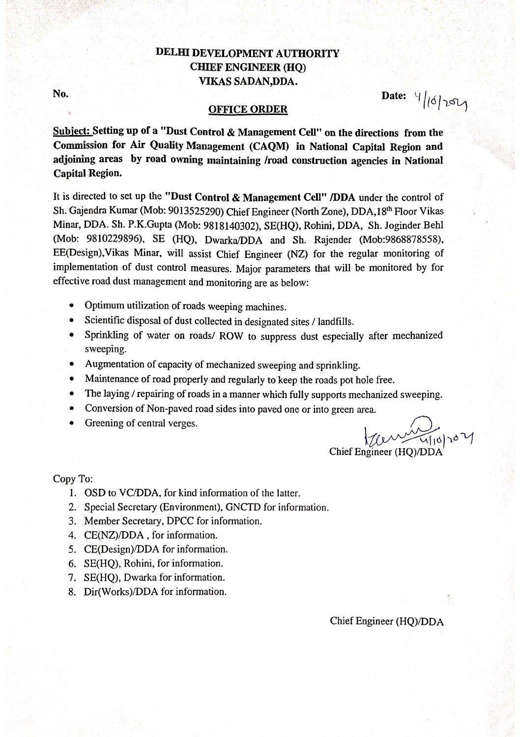**DELHI DEVELOPMENT AUTHORITY**
**CHIEF ENGINEER (HQ)**
**VIKAS SADAN,DDA.**

No. Date: 4/10/2021

**OFFICE ORDER**

**Subject: Setting up of a "Dust Control & Management Cell" on the directions from the Commission for Air Quality Management (CAQM) in National Capital Region and adjoining areas by road owning maintaining /road construction agencies in National Capital Region.**

It is directed to set up the **"Dust Control & Management Cell" /DDA** under the control of Sh. Gajendra Kumar (Mob: 9013525290) Chief Engineer (North Zone), DDA,18th Floor Vikas Minar, DDA. Sh. P.K.Gupta (Mob: 9818140302), SE(HQ), Rohini, DDA, Sh. Joginder Behl (Mob: 9810229896), SE (HQ), Dwarka/DDA and Sh. Rajender (Mob:9868878558), EE(Design),Vikas Minar, will assist Chief Engineer (NZ) for the regular monitoring of implementation of dust control measures. Major parameters that will be monitored by for effective road dust management and monitoring are as below:

- Optimum utilization of roads weeping machines.
- Scientific disposal of dust collected in designated sites / landfills.
- Sprinkling of water on roads/ ROW to suppress dust especially after mechanized sweeping.
- Augmentation of capacity of mechanized sweeping and sprinkling.
- Maintenance of road properly and regularly to keep the roads pot hole free.
- The laying / repairing of roads in a manner which fully supports mechanized sweeping.
- Conversion of Non-paved road sides into paved one or into green area.
- Greening of central verges.

4/10/2021
Chief Engineer (HQ)/DDA

Copy To:

1. OSD to VC/DDA, for kind information of the latter.
2. Special Secretary (Environment), GNCTD for information.
3. Member Secretary, DPCC for information.
4. CE(NZ)/DDA , for information.
5. CE(Design)/DDA for information.
6. SE(HQ), Rohini, for information.
7. SE(HQ), Dwarka for information.
8. Dir(Works)/DDA for information.

Chief Engineer (HQ)/DDA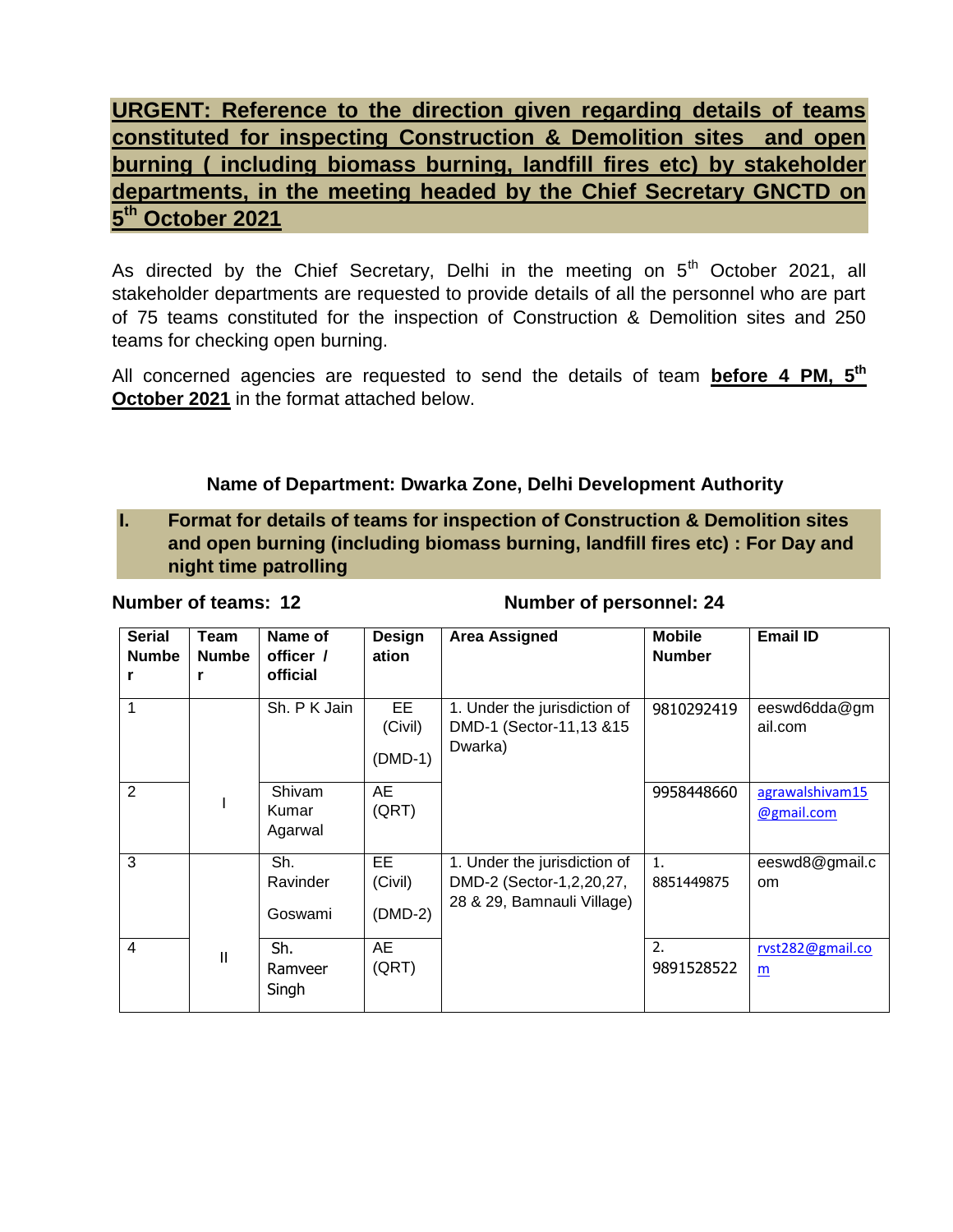## URGENT: Reference to the direction given regarding details of teams constituted for inspecting Construction & Demolition sites and open burning ( including biomass burning, landfill fires etc) by stakeholder departments, in the meeting headed by the Chief Secretary GNCTD on 5th October 2021

As directed by the Chief Secretary, Delhi in the meeting on 5th October 2021, all stakeholder departments are requested to provide details of all the personnel who are part of 75 teams constituted for the inspection of Construction & Demolition sites and 250 teams for checking open burning.

All concerned agencies are requested to send the details of team **before 4 PM, 5th October 2021** in the format attached below.

**Name of Department: Dwarka Zone, Delhi Development Authority**

### I. Format for details of teams for inspection of Construction & Demolition sites and open burning (including biomass burning, landfill fires etc) : For Day and night time patrolling

**Number of teams: 12** **Number of personnel: 24**

| Serial Number | Team Number | Name of officer / official | Designation | Area Assigned | Mobile Number | Email ID |
|---|---|---|---|---|---|---|
| 1 | I | Sh. P K Jain | EE (Civil) (DMD-1) | 1. Under the jurisdiction of DMD-1 (Sector-11,13 &15 Dwarka) | 9810292419 | eeswd6dda@gmail.com |
| 2 | | Shivam Kumar Agarwal | AE (QRT) | | 9958448660 | agrawalshivam15@gmail.com |
| 3 | II | Sh. Ravinder Goswami | EE (Civil) (DMD-2) | 1. Under the jurisdiction of DMD-2 (Sector-1,2,20,27, 28 & 29, Bamnauli Village) | 1. 8851449875 | eeswd8@gmail.com |
| 4 | | Sh. Ramveer Singh | AE (QRT) | | 2. 9891528522 | rvst282@gmail.com |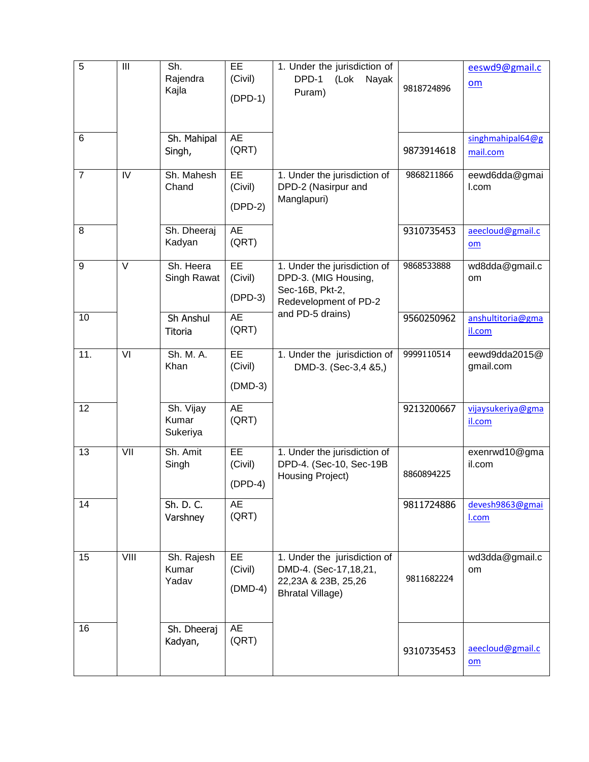| 5 | III | Sh. Rajendra Kajla | EE (Civil) (DPD-1) | 1. Under the jurisdiction of DPD-1 (Lok Nayak Puram) | 9818724896 | eeswd9@gmail.com |
|---|---|---|---|---|---|---|
| 6 | | Sh. Mahipal Singh, | AE (QRT) | | 9873914618 | singhmahipal64@gmail.com |
| 7 | IV | Sh. Mahesh Chand | EE (Civil) (DPD-2) | 1. Under the jurisdiction of DPD-2 (Nasirpur and Manglapuri) | 9868211866 | eewd6dda@gmail.com |
| 8 | | Sh. Dheeraj Kadyan | AE (QRT) | | 9310735453 | aeecloud@gmail.com |
| 9 | V | Sh. Heera Singh Rawat | EE (Civil) (DPD-3) | 1. Under the jurisdiction of DPD-3. (MIG Housing, Sec-16B, Pkt-2, Redevelopment of PD-2 and PD-5 drains) | 9868533888 | wd8dda@gmail.com |
| 10 | | Sh Anshul Titoria | AE (QRT) | | 9560250962 | anshultitoria@gmail.com |
| 11. | VI | Sh. M. A. Khan | EE (Civil) (DMD-3) | 1. Under the jurisdiction of DMD-3. (Sec-3,4 &5,) | 9999110514 | eewd9dda2015@gmail.com |
| 12 | | Sh. Vijay Kumar Sukeriya | AE (QRT) | | 9213200667 | vijaysukeriya@gmail.com |
| 13 | VII | Sh. Amit Singh | EE (Civil) (DPD-4) | 1. Under the jurisdiction of DPD-4. (Sec-10, Sec-19B Housing Project) | 8860894225 | exenrwd10@gmail.com |
| 14 | | Sh. D. C. Varshney | AE (QRT) | | 9811724886 | devesh9863@gmail.com |
| 15 | VIII | Sh. Rajesh Kumar Yadav | EE (Civil) (DMD-4) | 1. Under the jurisdiction of DMD-4. (Sec-17,18,21, 22,23A & 23B, 25,26 Bhratal Village) | 9811682224 | wd3dda@gmail.com |
| 16 | | Sh. Dheeraj Kadyan, | AE (QRT) | | 9310735453 | aeecloud@gmail.com |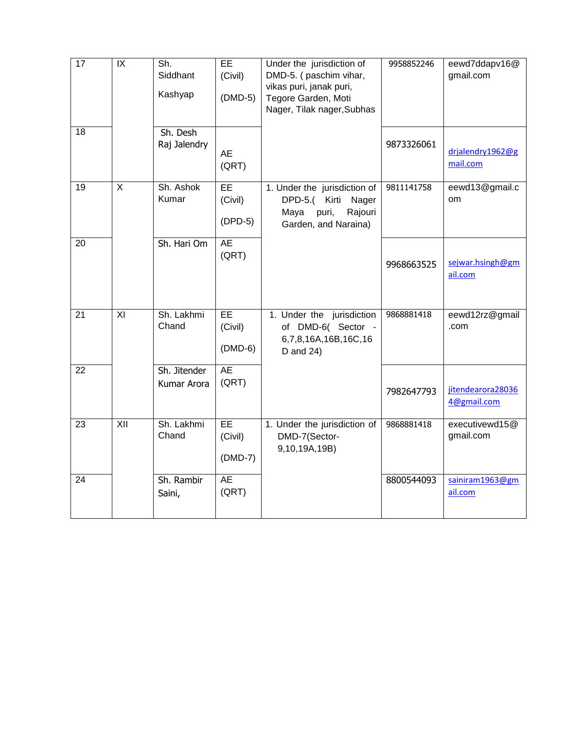| | | | | | | |
|---|---|---|---|---|---|---|
| 17 | IX | Sh. Siddhant Kashyap | EE (Civil) (DMD-5) | Under the jurisdiction of DMD-5. ( paschim vihar, vikas puri, janak puri, Tegore Garden, Moti Nager, Tilak nager,Subhas | 9958852246 | eewd7ddapv16@gmail.com |
| 18 | | Sh. Desh Raj Jalendry | AE (QRT) | | 9873326061 | drjalendry1962@gmail.com |
| 19 | X | Sh. Ashok Kumar | EE (Civil) (DPD-5) | 1. Under the jurisdiction of DPD-5.( Kirti Nager Maya puri, Rajouri Garden, and Naraina) | 9811141758 | eewd13@gmail.com |
| 20 | | Sh. Hari Om | AE (QRT) | | 9968663525 | sejwar.hsingh@gmail.com |
| 21 | XI | Sh. Lakhmi Chand | EE (Civil) (DMD-6) | 1. Under the jurisdiction of DMD-6( Sector - 6,7,8,16A,16B,16C,16 D and 24) | 9868881418 | eewd12rz@gmail.com |
| 22 | | Sh. Jitender Kumar Arora | AE (QRT) | | 7982647793 | jitendearora280364@gmail.com |
| 23 | XII | Sh. Lakhmi Chand | EE (Civil) (DMD-7) | 1. Under the jurisdiction of DMD-7(Sector-9,10,19A,19B) | 9868881418 | executivewd15@gmail.com |
| 24 | | Sh. Rambir Saini, | AE (QRT) | | 8800544093 | sainiram1963@gmail.com |